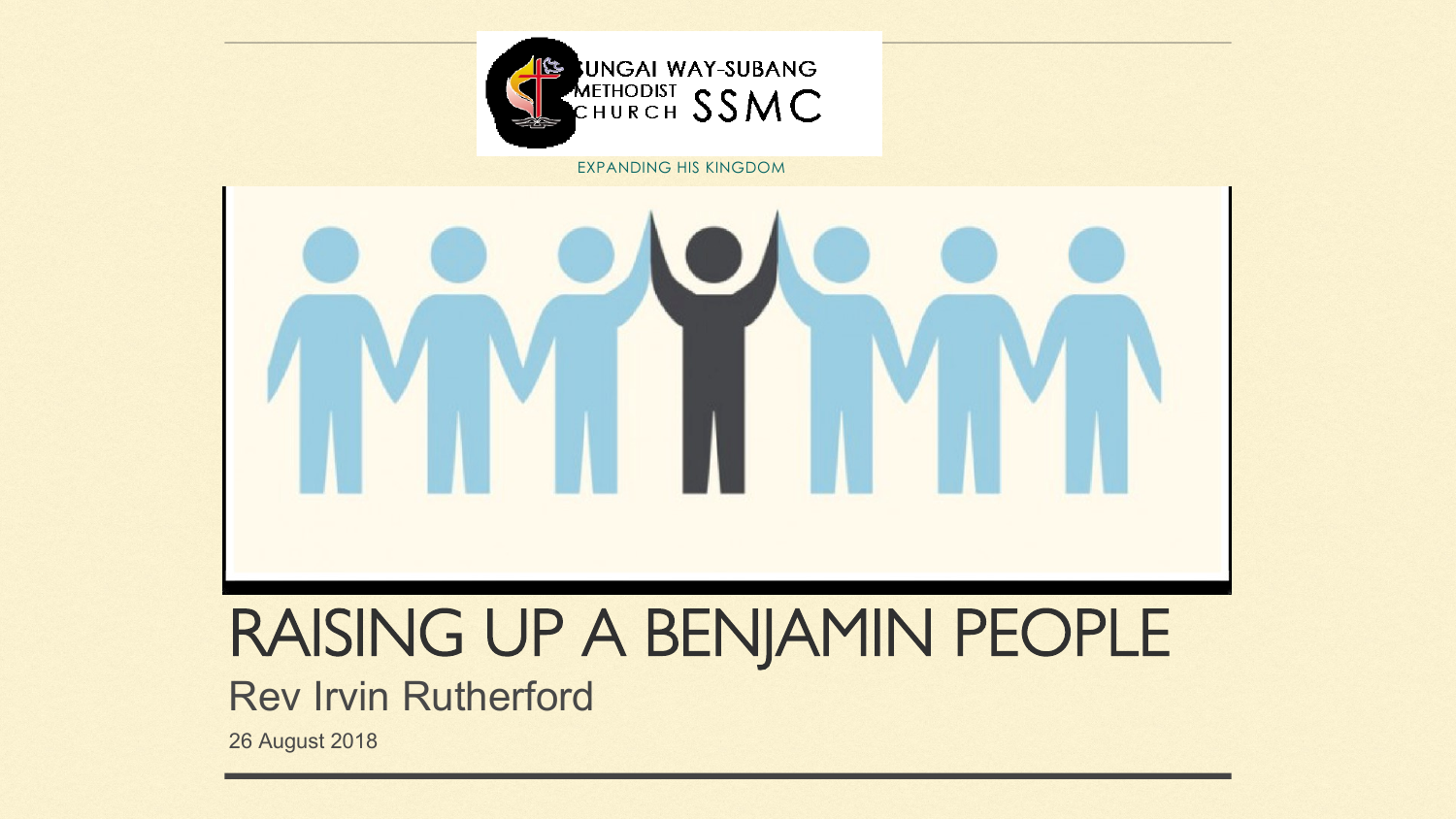SUNGAI WAY-SUBANG METHODIST CHURCH SSMC

EXPANDING HIS KINGDOM

# RAISING UP A BENJAMIN PEOPLE

## Rev Irvin Rutherford

26 August 2018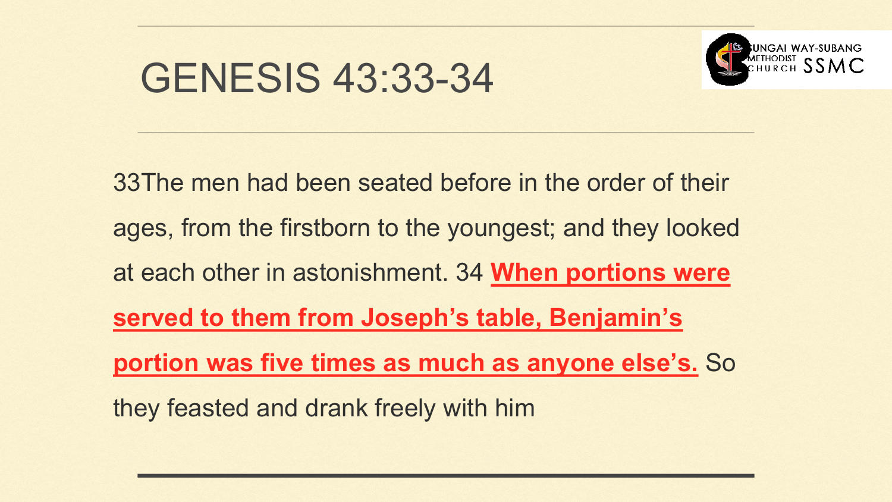# GENESIS 43:33-34

33The men had been seated before in the order of their ages, from the firstborn to the youngest; and they looked at each other in astonishment. 34 **When portions were served to them from Joseph's table, Benjamin's portion was five times as much as anyone else's.** So they feasted and drank freely with him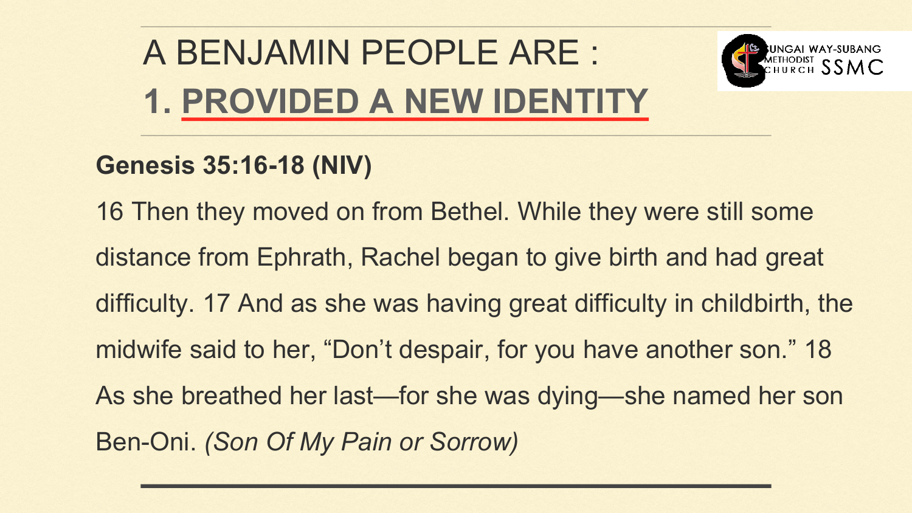# A BENJAMIN PEOPLE ARE :

## 1. PROVIDED A NEW IDENTITY

**Genesis 35:16-18 (NIV)**

16 Then they moved on from Bethel. While they were still some distance from Ephrath, Rachel began to give birth and had great difficulty. 17 And as she was having great difficulty in childbirth, the midwife said to her, “Don’t despair, for you have another son.” 18 As she breathed her last—for she was dying—she named her son Ben-Oni. *(Son Of My Pain or Sorrow)*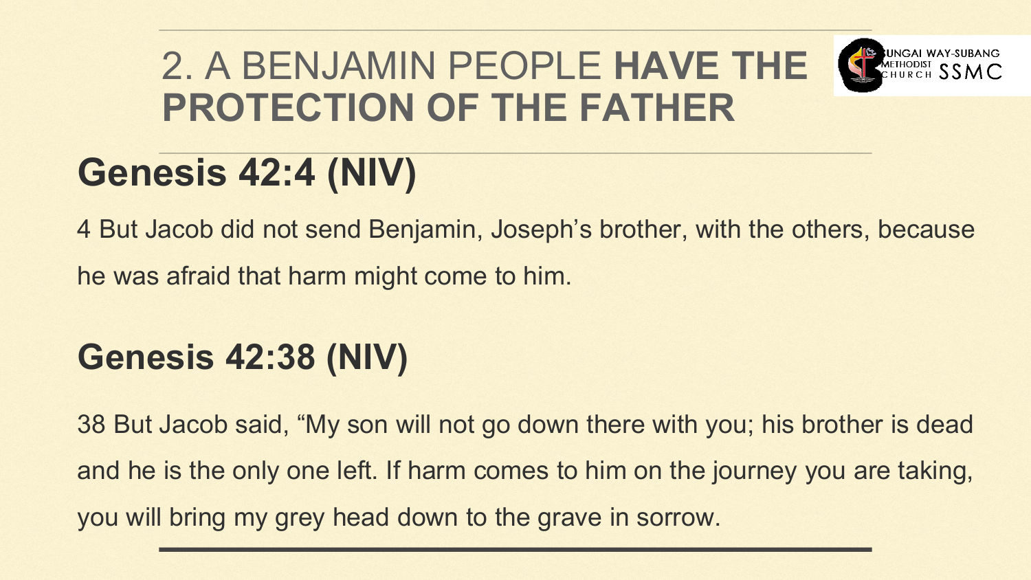# 2. A BENJAMIN PEOPLE **HAVE THE PROTECTION OF THE FATHER**

## Genesis 42:4 (NIV)

4 But Jacob did not send Benjamin, Joseph's brother, with the others, because he was afraid that harm might come to him.

## Genesis 42:38 (NIV)

38 But Jacob said, "My son will not go down there with you; his brother is dead and he is the only one left. If harm comes to him on the journey you are taking, you will bring my grey head down to the grave in sorrow.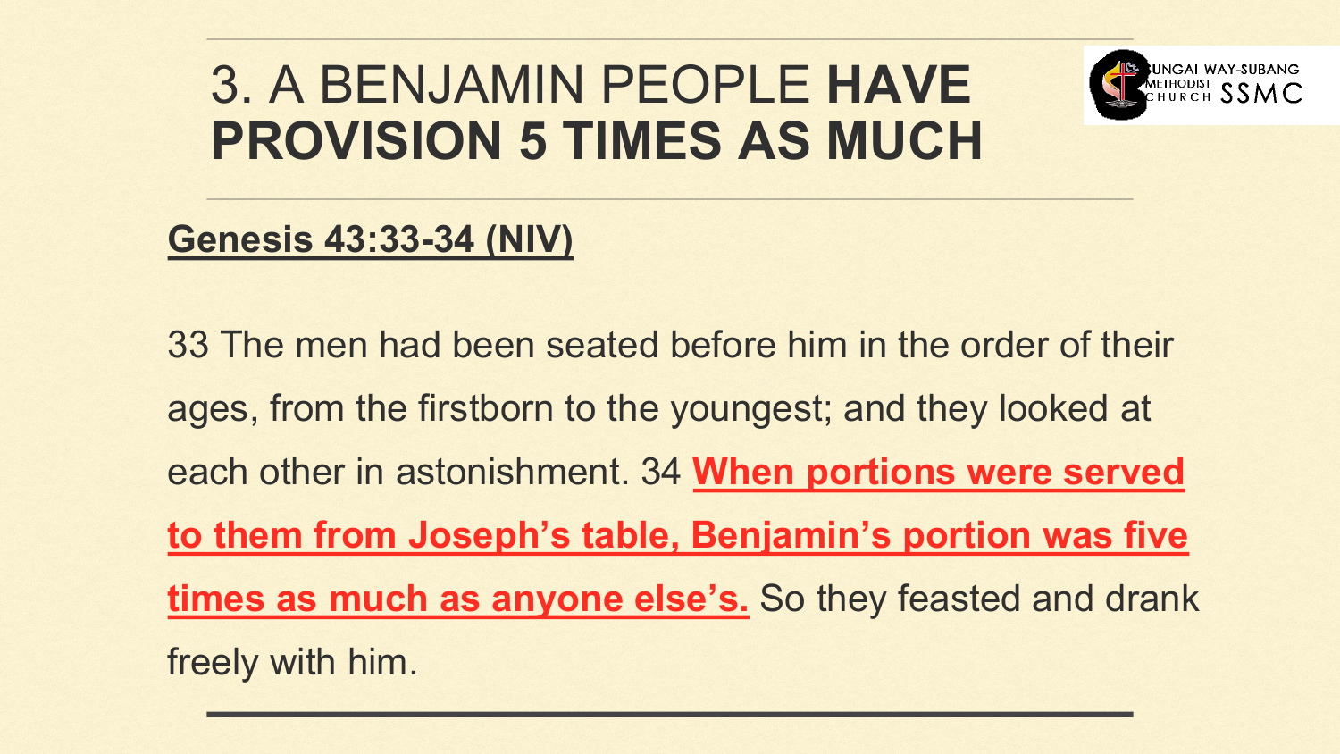# 3. A BENJAMIN PEOPLE **HAVE PROVISION 5 TIMES AS MUCH**

**Genesis 43:33-34 (NIV)**

33 The men had been seated before him in the order of their ages, from the firstborn to the youngest; and they looked at each other in astonishment. 34 **When portions were served to them from Joseph's table, Benjamin's portion was five times as much as anyone else's.** So they feasted and drank freely with him.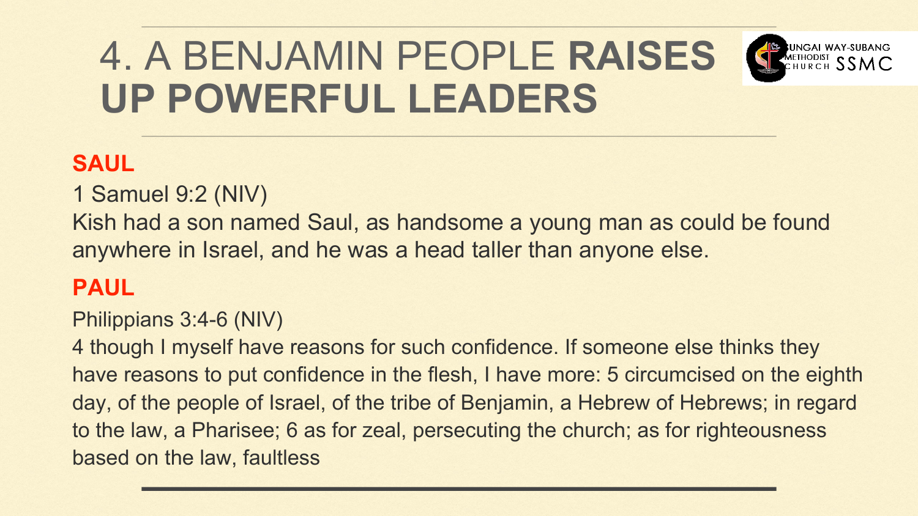# 4. A BENJAMIN PEOPLE **RAISES UP POWERFUL LEADERS**

**SAUL**

1 Samuel 9:2 (NIV)

Kish had a son named Saul, as handsome a young man as could be found anywhere in Israel, and he was a head taller than anyone else.

**PAUL**

Philippians 3:4-6 (NIV)

4 though I myself have reasons for such confidence. If someone else thinks they have reasons to put confidence in the flesh, I have more: 5 circumcised on the eighth day, of the people of Israel, of the tribe of Benjamin, a Hebrew of Hebrews; in regard to the law, a Pharisee; 6 as for zeal, persecuting the church; as for righteousness based on the law, faultless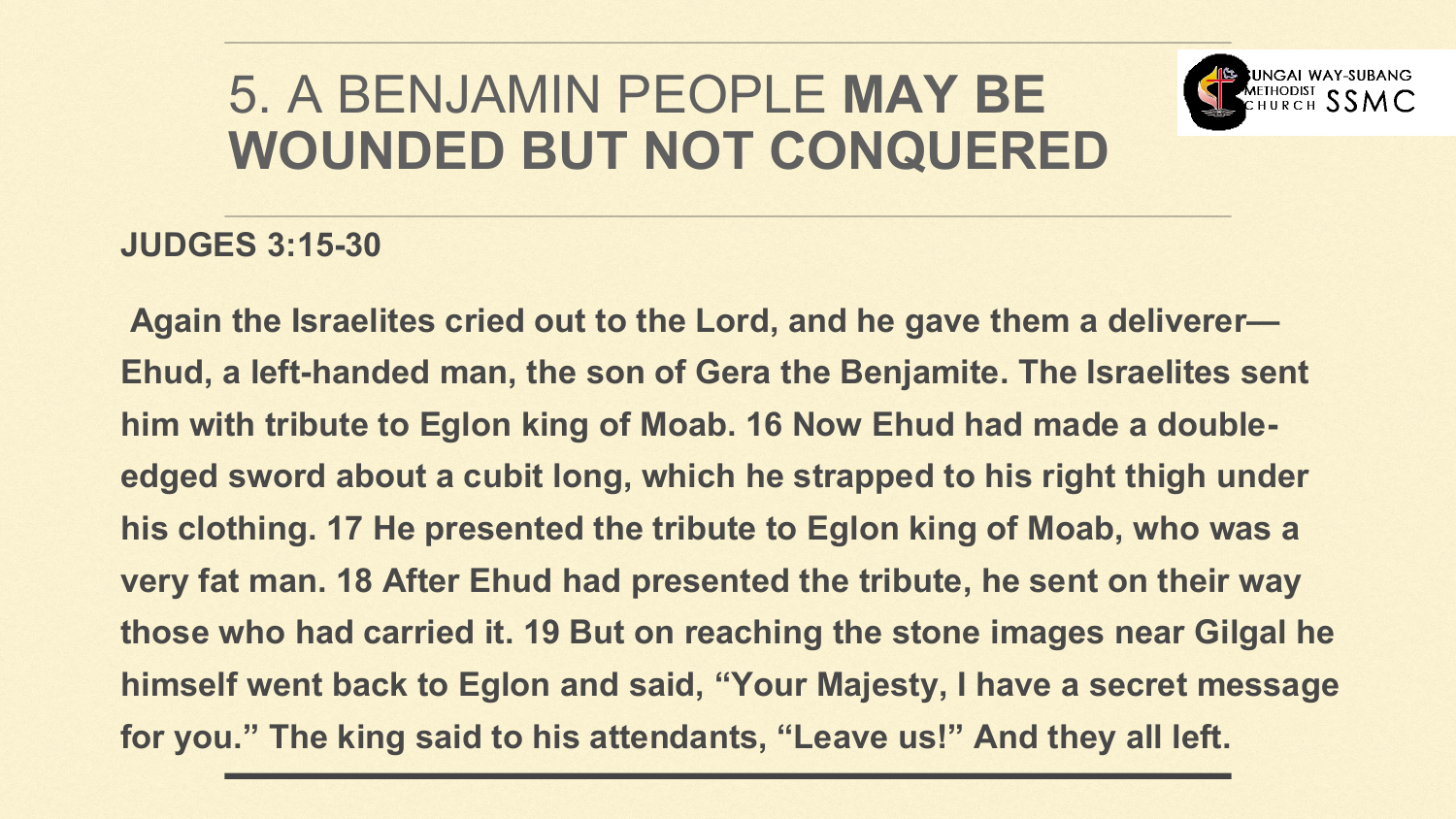# 5. A BENJAMIN PEOPLE **MAY BE WOUNDED BUT NOT CONQUERED**

**JUDGES 3:15-30**

**Again the Israelites cried out to the Lord, and he gave them a deliverer—Ehud, a left-handed man, the son of Gera the Benjamite. The Israelites sent him with tribute to Eglon king of Moab. 16 Now Ehud had made a double-edged sword about a cubit long, which he strapped to his right thigh under his clothing. 17 He presented the tribute to Eglon king of Moab, who was a very fat man. 18 After Ehud had presented the tribute, he sent on their way those who had carried it. 19 But on reaching the stone images near Gilgal he himself went back to Eglon and said, "Your Majesty, I have a secret message for you." The king said to his attendants, "Leave us!" And they all left.**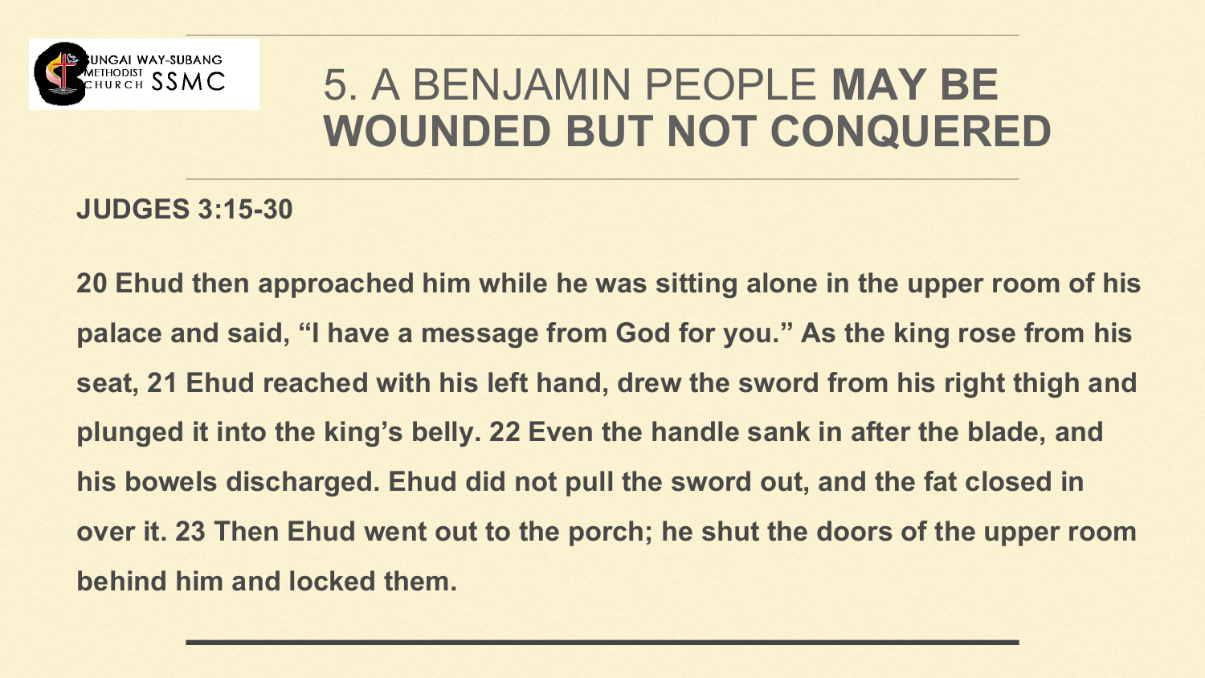# 5. A BENJAMIN PEOPLE **MAY BE WOUNDED BUT NOT CONQUERED**

**JUDGES 3:15-30**

**20 Ehud then approached him while he was sitting alone in the upper room of his palace and said, “I have a message from God for you.” As the king rose from his seat, 21 Ehud reached with his left hand, drew the sword from his right thigh and plunged it into the king’s belly. 22 Even the handle sank in after the blade, and his bowels discharged. Ehud did not pull the sword out, and the fat closed in over it. 23 Then Ehud went out to the porch; he shut the doors of the upper room behind him and locked them.**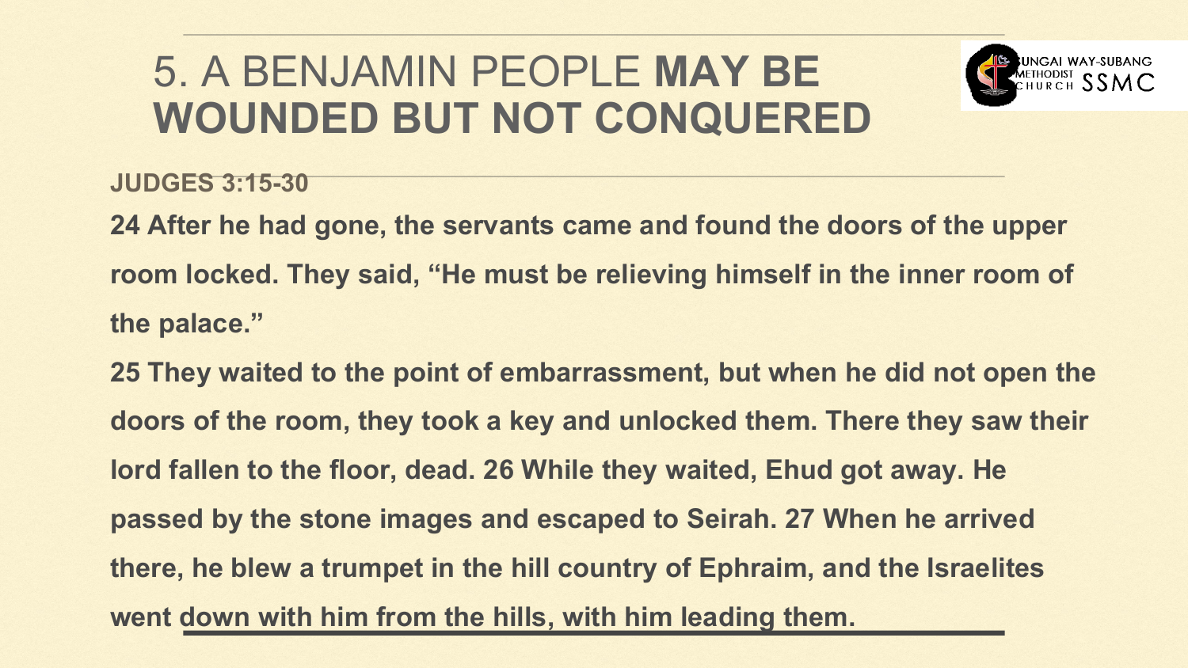# 5. A BENJAMIN PEOPLE **MAY BE WOUNDED BUT NOT CONQUERED**

**JUDGES 3:15-30**

**24 After he had gone, the servants came and found the doors of the upper room locked. They said, "He must be relieving himself in the inner room of the palace."**

**25 They waited to the point of embarrassment, but when he did not open the doors of the room, they took a key and unlocked them. There they saw their lord fallen to the floor, dead. 26 While they waited, Ehud got away. He passed by the stone images and escaped to Seirah. 27 When he arrived there, he blew a trumpet in the hill country of Ephraim, and the Israelites went down with him from the hills, with him leading them.**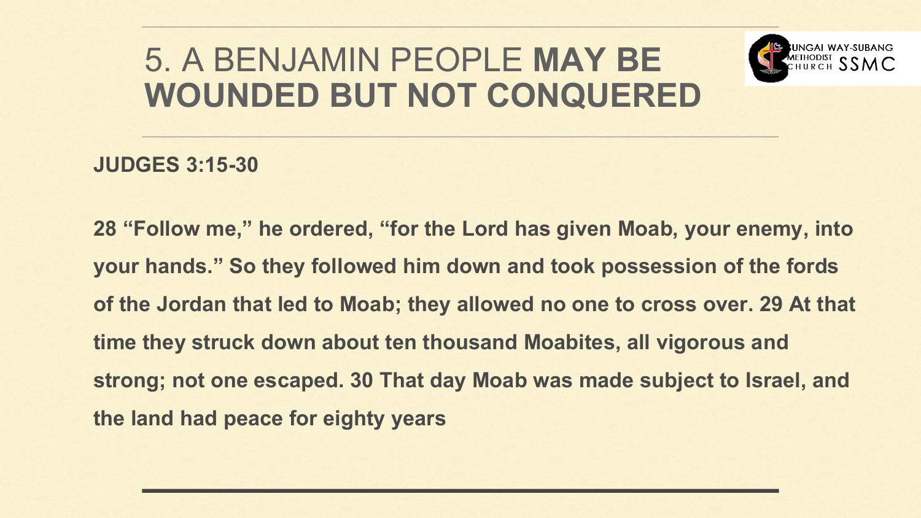# 5. A BENJAMIN PEOPLE **MAY BE WOUNDED BUT NOT CONQUERED**

**JUDGES 3:15-30**

**28 “Follow me,” he ordered, “for the Lord has given Moab, your enemy, into your hands.” So they followed him down and took possession of the fords of the Jordan that led to Moab; they allowed no one to cross over. 29 At that time they struck down about ten thousand Moabites, all vigorous and strong; not one escaped. 30 That day Moab was made subject to Israel, and the land had peace for eighty years**